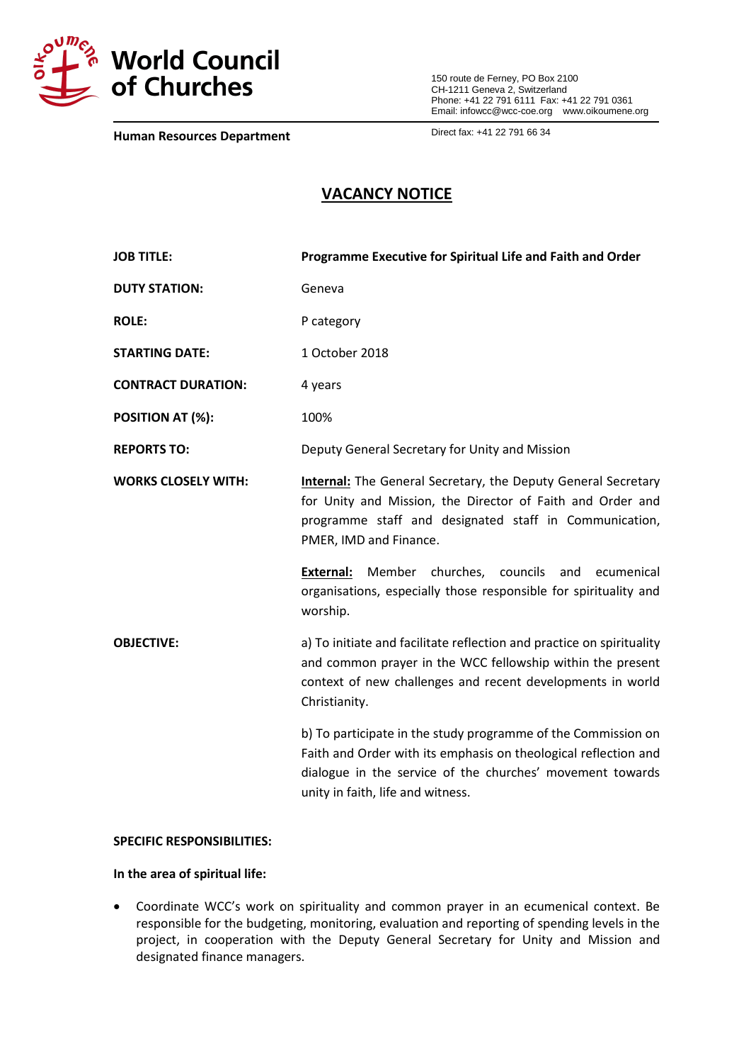**World Council of Churches**

150 route de Ferney, PO Box 2100
CH-1211 Geneva 2, Switzerland
Phone: +41 22 791 6111 Fax: +41 22 791 0361
Email: infowcc@wcc-coe.org www.oikoumene.org

**Human Resources Department**

Direct fax: +41 22 791 66 34

# VACANCY NOTICE

| | |
|---|---|
| **JOB TITLE:** | **Programme Executive for Spiritual Life and Faith and Order** |
| **DUTY STATION:** | Geneva |
| **ROLE:** | P category |
| **STARTING DATE:** | 1 October 2018 |
| **CONTRACT DURATION:** | 4 years |
| **POSITION AT (%):** | 100% |
| **REPORTS TO:** | Deputy General Secretary for Unity and Mission |
| **WORKS CLOSELY WITH:** | **Internal:** The General Secretary, the Deputy General Secretary for Unity and Mission, the Director of Faith and Order and programme staff and designated staff in Communication, PMER, IMD and Finance. <br><br> **External:** Member churches, councils and ecumenical organisations, especially those responsible for spirituality and worship. |
| **OBJECTIVE:** | a) To initiate and facilitate reflection and practice on spirituality and common prayer in the WCC fellowship within the present context of new challenges and recent developments in world Christianity. <br><br> b) To participate in the study programme of the Commission on Faith and Order with its emphasis on theological reflection and dialogue in the service of the churches' movement towards unity in faith, life and witness. |

**SPECIFIC RESPONSIBILITIES:**

**In the area of spiritual life:**

- Coordinate WCC's work on spirituality and common prayer in an ecumenical context. Be responsible for the budgeting, monitoring, evaluation and reporting of spending levels in the project, in cooperation with the Deputy General Secretary for Unity and Mission and designated finance managers.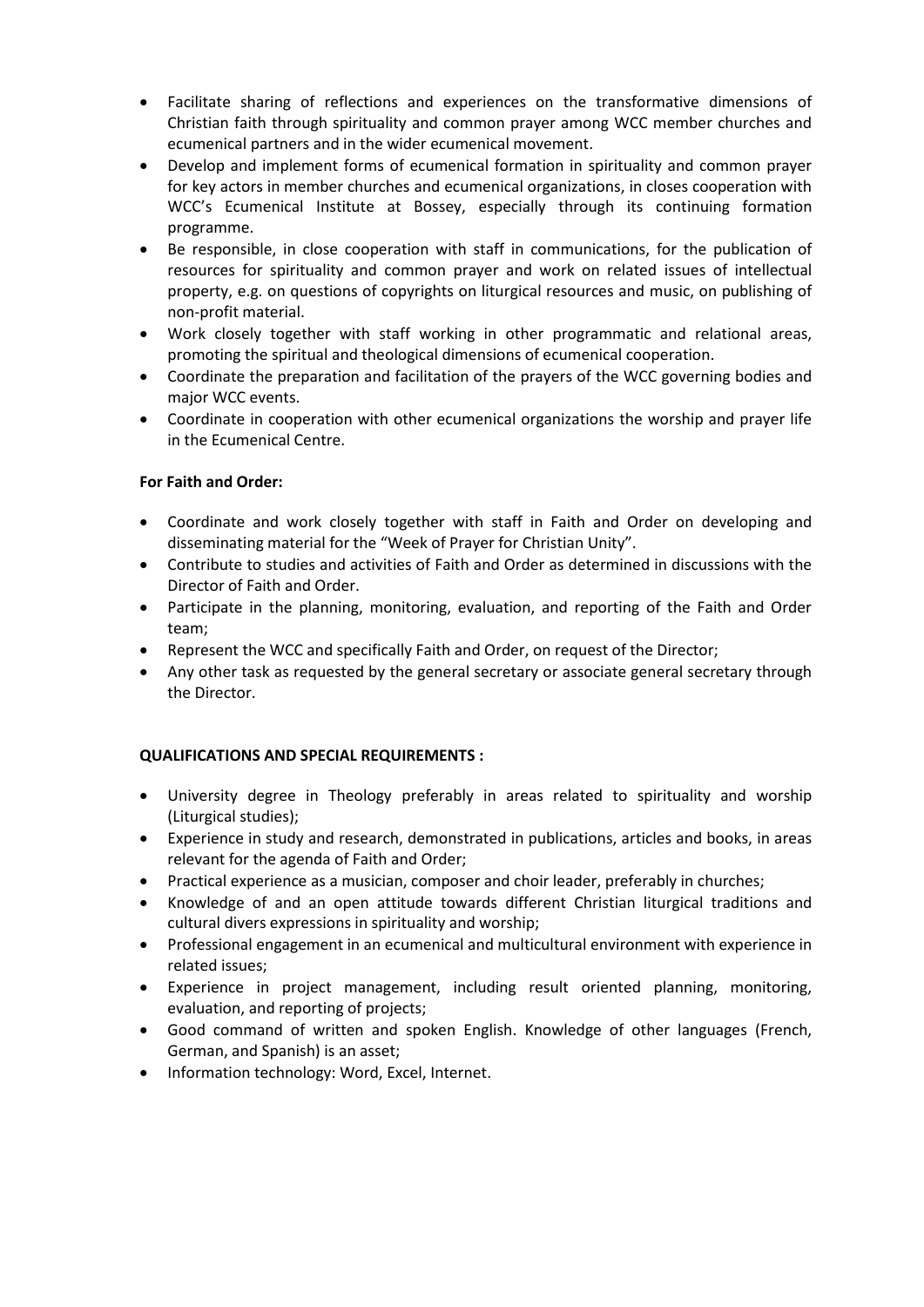- Facilitate sharing of reflections and experiences on the transformative dimensions of Christian faith through spirituality and common prayer among WCC member churches and ecumenical partners and in the wider ecumenical movement.
- Develop and implement forms of ecumenical formation in spirituality and common prayer for key actors in member churches and ecumenical organizations, in closes cooperation with WCC's Ecumenical Institute at Bossey, especially through its continuing formation programme.
- Be responsible, in close cooperation with staff in communications, for the publication of resources for spirituality and common prayer and work on related issues of intellectual property, e.g. on questions of copyrights on liturgical resources and music, on publishing of non-profit material.
- Work closely together with staff working in other programmatic and relational areas, promoting the spiritual and theological dimensions of ecumenical cooperation.
- Coordinate the preparation and facilitation of the prayers of the WCC governing bodies and major WCC events.
- Coordinate in cooperation with other ecumenical organizations the worship and prayer life in the Ecumenical Centre.

**For Faith and Order:**

- Coordinate and work closely together with staff in Faith and Order on developing and disseminating material for the "Week of Prayer for Christian Unity".
- Contribute to studies and activities of Faith and Order as determined in discussions with the Director of Faith and Order.
- Participate in the planning, monitoring, evaluation, and reporting of the Faith and Order team;
- Represent the WCC and specifically Faith and Order, on request of the Director;
- Any other task as requested by the general secretary or associate general secretary through the Director.

**QUALIFICATIONS AND SPECIAL REQUIREMENTS :**

- University degree in Theology preferably in areas related to spirituality and worship (Liturgical studies);
- Experience in study and research, demonstrated in publications, articles and books, in areas relevant for the agenda of Faith and Order;
- Practical experience as a musician, composer and choir leader, preferably in churches;
- Knowledge of and an open attitude towards different Christian liturgical traditions and cultural divers expressions in spirituality and worship;
- Professional engagement in an ecumenical and multicultural environment with experience in related issues;
- Experience in project management, including result oriented planning, monitoring, evaluation, and reporting of projects;
- Good command of written and spoken English. Knowledge of other languages (French, German, and Spanish) is an asset;
- Information technology: Word, Excel, Internet.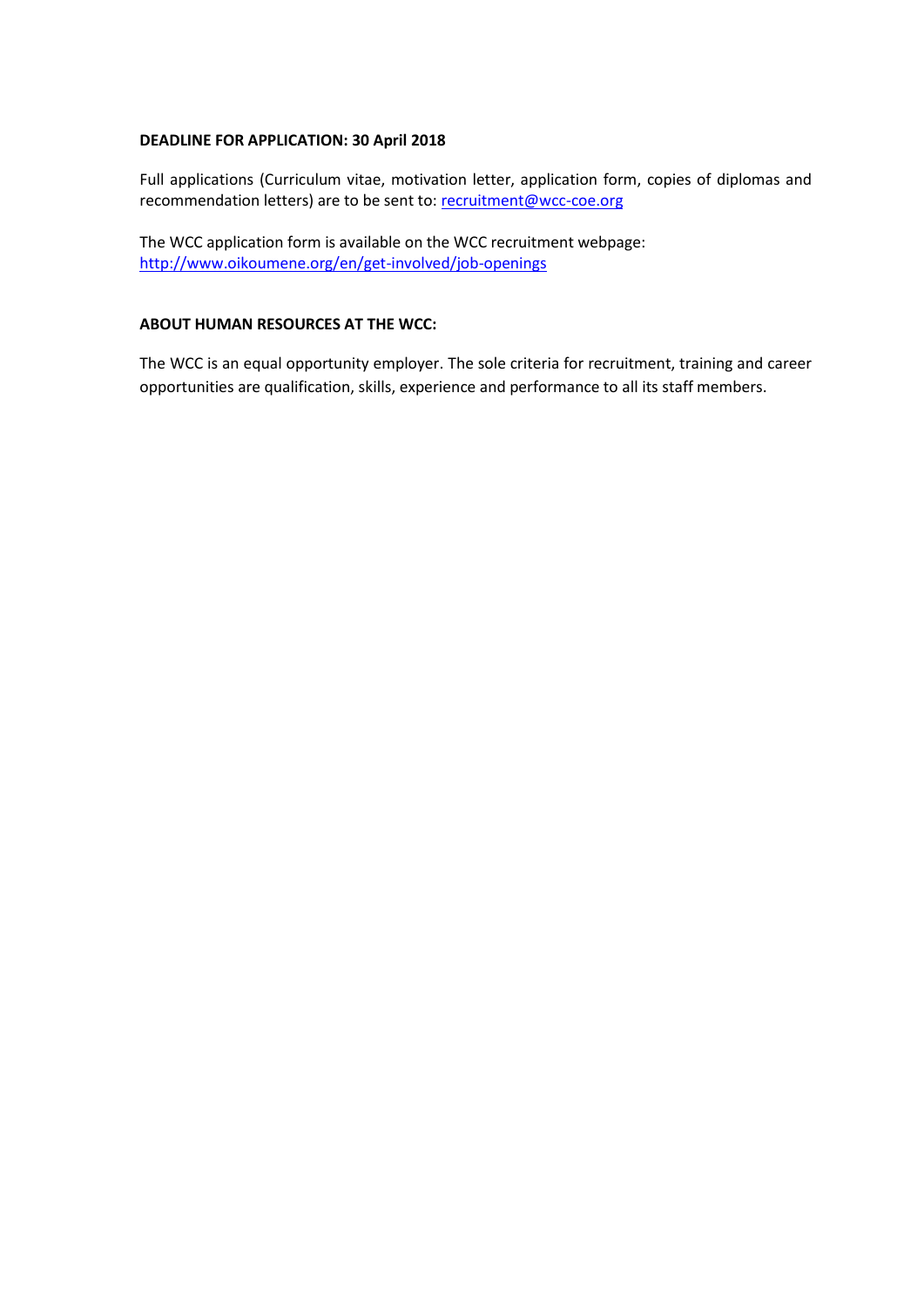**DEADLINE FOR APPLICATION: 30 April 2018**

Full applications (Curriculum vitae, motivation letter, application form, copies of diplomas and recommendation letters) are to be sent to: recruitment@wcc-coe.org

The WCC application form is available on the WCC recruitment webpage:
http://www.oikoumene.org/en/get-involved/job-openings

**ABOUT HUMAN RESOURCES AT THE WCC:**

The WCC is an equal opportunity employer. The sole criteria for recruitment, training and career opportunities are qualification, skills, experience and performance to all its staff members.